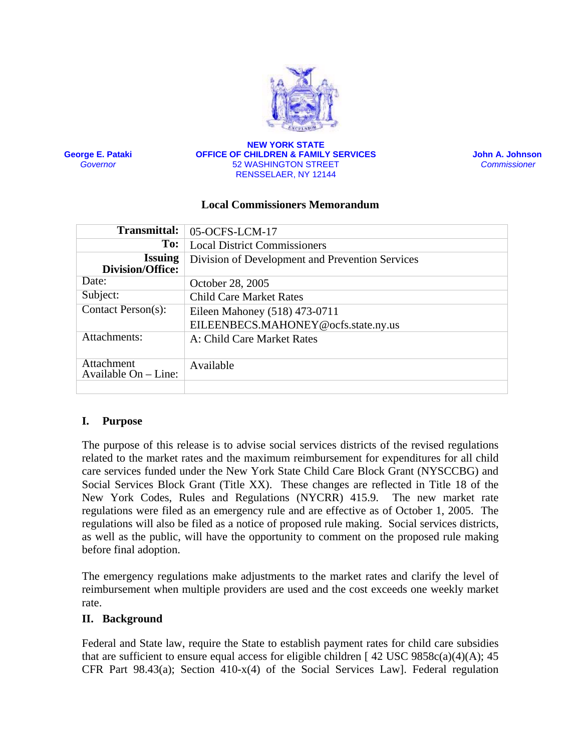George E. Pataki
*Governor*

**NEW YORK STATE**
**OFFICE OF CHILDREN & FAMILY SERVICES**
52 WASHINGTON STREET
RENSSELAER, NY 12144

John A. Johnson
*Commissioner*

## Local Commissioners Memorandum

| | |
|---|---|
| **Transmittal:** | 05-OCFS-LCM-17 |
| **To:** | Local District Commissioners |
| **Issuing Division/Office:** | Division of Development and Prevention Services |
| Date: | October 28, 2005 |
| Subject: | Child Care Market Rates |
| Contact Person(s): | Eileen Mahoney (518) 473-0711 EILEENBECS.MAHONEY@ocfs.state.ny.us |
| Attachments: | A: Child Care Market Rates |
| Attachment Available On – Line: | Available |
| | |

### I. Purpose

The purpose of this release is to advise social services districts of the revised regulations related to the market rates and the maximum reimbursement for expenditures for all child care services funded under the New York State Child Care Block Grant (NYSCCBG) and Social Services Block Grant (Title XX). These changes are reflected in Title 18 of the New York Codes, Rules and Regulations (NYCRR) 415.9. The new market rate regulations were filed as an emergency rule and are effective as of October 1, 2005. The regulations will also be filed as a notice of proposed rule making. Social services districts, as well as the public, will have the opportunity to comment on the proposed rule making before final adoption.

The emergency regulations make adjustments to the market rates and clarify the level of reimbursement when multiple providers are used and the cost exceeds one weekly market rate.

### II. Background

Federal and State law, require the State to establish payment rates for child care subsidies that are sufficient to ensure equal access for eligible children [ 42 USC 9858c(a)(4)(A); 45 CFR Part 98.43(a); Section 410-x(4) of the Social Services Law]. Federal regulation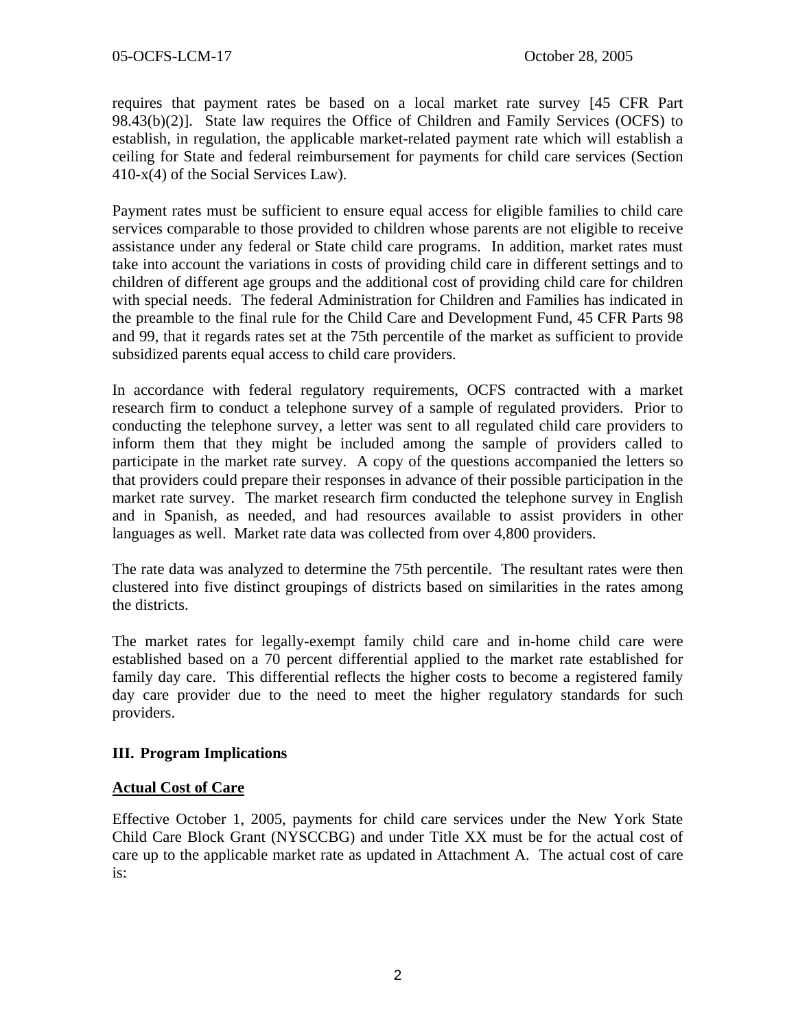requires that payment rates be based on a local market rate survey [45 CFR Part 98.43(b)(2)]. State law requires the Office of Children and Family Services (OCFS) to establish, in regulation, the applicable market-related payment rate which will establish a ceiling for State and federal reimbursement for payments for child care services (Section 410-x(4) of the Social Services Law).

Payment rates must be sufficient to ensure equal access for eligible families to child care services comparable to those provided to children whose parents are not eligible to receive assistance under any federal or State child care programs. In addition, market rates must take into account the variations in costs of providing child care in different settings and to children of different age groups and the additional cost of providing child care for children with special needs. The federal Administration for Children and Families has indicated in the preamble to the final rule for the Child Care and Development Fund, 45 CFR Parts 98 and 99, that it regards rates set at the 75th percentile of the market as sufficient to provide subsidized parents equal access to child care providers.

In accordance with federal regulatory requirements, OCFS contracted with a market research firm to conduct a telephone survey of a sample of regulated providers. Prior to conducting the telephone survey, a letter was sent to all regulated child care providers to inform them that they might be included among the sample of providers called to participate in the market rate survey. A copy of the questions accompanied the letters so that providers could prepare their responses in advance of their possible participation in the market rate survey. The market research firm conducted the telephone survey in English and in Spanish, as needed, and had resources available to assist providers in other languages as well. Market rate data was collected from over 4,800 providers.

The rate data was analyzed to determine the 75th percentile. The resultant rates were then clustered into five distinct groupings of districts based on similarities in the rates among the districts.

The market rates for legally-exempt family child care and in-home child care were established based on a 70 percent differential applied to the market rate established for family day care. This differential reflects the higher costs to become a registered family day care provider due to the need to meet the higher regulatory standards for such providers.

## III. Program Implications

**Actual Cost of Care**

Effective October 1, 2005, payments for child care services under the New York State Child Care Block Grant (NYSCCBG) and under Title XX must be for the actual cost of care up to the applicable market rate as updated in Attachment A. The actual cost of care is: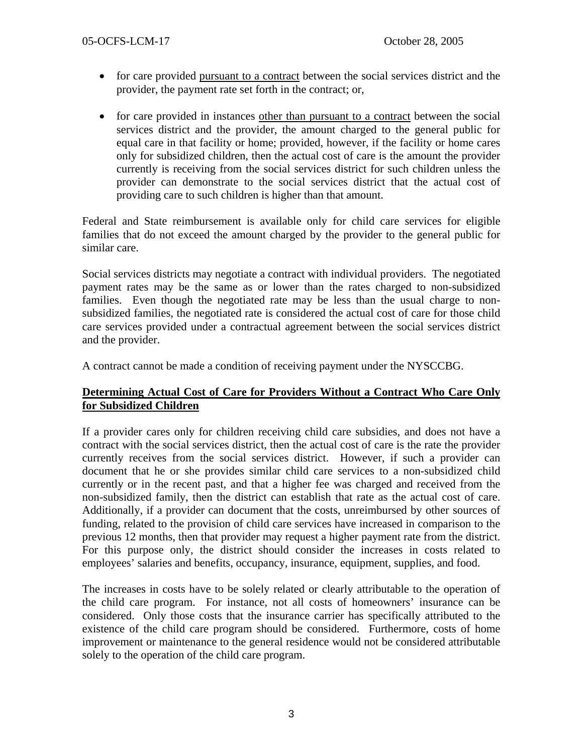- for care provided <u>pursuant to a contract</u> between the social services district and the provider, the payment rate set forth in the contract; or,

- for care provided in instances <u>other than pursuant to a contract</u> between the social services district and the provider, the amount charged to the general public for equal care in that facility or home; provided, however, if the facility or home cares only for subsidized children, then the actual cost of care is the amount the provider currently is receiving from the social services district for such children unless the provider can demonstrate to the social services district that the actual cost of providing care to such children is higher than that amount.

Federal and State reimbursement is available only for child care services for eligible families that do not exceed the amount charged by the provider to the general public for similar care.

Social services districts may negotiate a contract with individual providers. The negotiated payment rates may be the same as or lower than the rates charged to non-subsidized families. Even though the negotiated rate may be less than the usual charge to non-subsidized families, the negotiated rate is considered the actual cost of care for those child care services provided under a contractual agreement between the social services district and the provider.

A contract cannot be made a condition of receiving payment under the NYSCCBG.

**<u>Determining Actual Cost of Care for Providers Without a Contract Who Care Only for Subsidized Children</u>**

If a provider cares only for children receiving child care subsidies, and does not have a contract with the social services district, then the actual cost of care is the rate the provider currently receives from the social services district. However, if such a provider can document that he or she provides similar child care services to a non-subsidized child currently or in the recent past, and that a higher fee was charged and received from the non-subsidized family, then the district can establish that rate as the actual cost of care. Additionally, if a provider can document that the costs, unreimbursed by other sources of funding, related to the provision of child care services have increased in comparison to the previous 12 months, then that provider may request a higher payment rate from the district. For this purpose only, the district should consider the increases in costs related to employees' salaries and benefits, occupancy, insurance, equipment, supplies, and food.

The increases in costs have to be solely related or clearly attributable to the operation of the child care program. For instance, not all costs of homeowners' insurance can be considered. Only those costs that the insurance carrier has specifically attributed to the existence of the child care program should be considered. Furthermore, costs of home improvement or maintenance to the general residence would not be considered attributable solely to the operation of the child care program.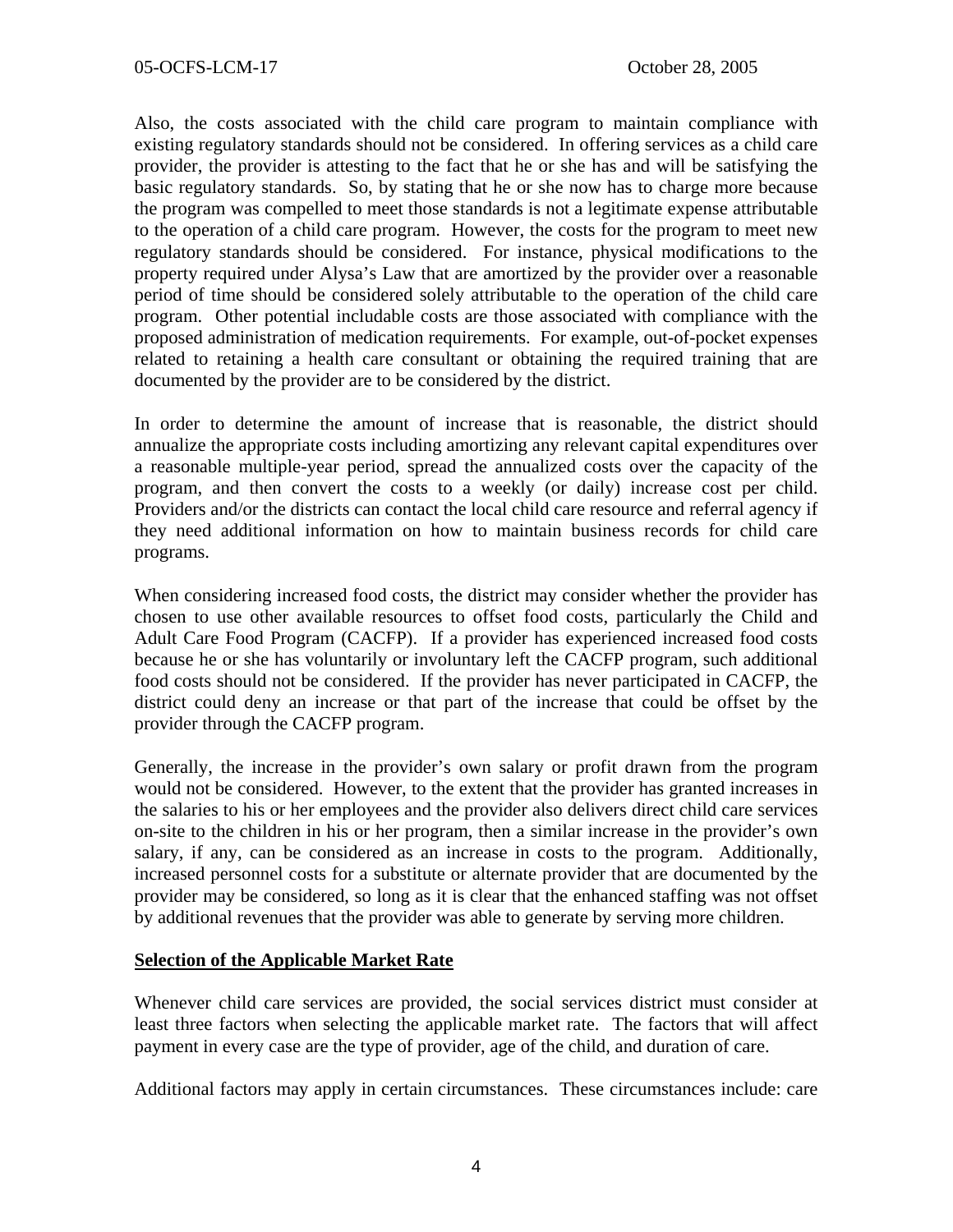Also, the costs associated with the child care program to maintain compliance with existing regulatory standards should not be considered. In offering services as a child care provider, the provider is attesting to the fact that he or she has and will be satisfying the basic regulatory standards. So, by stating that he or she now has to charge more because the program was compelled to meet those standards is not a legitimate expense attributable to the operation of a child care program. However, the costs for the program to meet new regulatory standards should be considered. For instance, physical modifications to the property required under Alysa's Law that are amortized by the provider over a reasonable period of time should be considered solely attributable to the operation of the child care program. Other potential includable costs are those associated with compliance with the proposed administration of medication requirements. For example, out-of-pocket expenses related to retaining a health care consultant or obtaining the required training that are documented by the provider are to be considered by the district.

In order to determine the amount of increase that is reasonable, the district should annualize the appropriate costs including amortizing any relevant capital expenditures over a reasonable multiple-year period, spread the annualized costs over the capacity of the program, and then convert the costs to a weekly (or daily) increase cost per child. Providers and/or the districts can contact the local child care resource and referral agency if they need additional information on how to maintain business records for child care programs.

When considering increased food costs, the district may consider whether the provider has chosen to use other available resources to offset food costs, particularly the Child and Adult Care Food Program (CACFP). If a provider has experienced increased food costs because he or she has voluntarily or involuntary left the CACFP program, such additional food costs should not be considered. If the provider has never participated in CACFP, the district could deny an increase or that part of the increase that could be offset by the provider through the CACFP program.

Generally, the increase in the provider's own salary or profit drawn from the program would not be considered. However, to the extent that the provider has granted increases in the salaries to his or her employees and the provider also delivers direct child care services on-site to the children in his or her program, then a similar increase in the provider's own salary, if any, can be considered as an increase in costs to the program. Additionally, increased personnel costs for a substitute or alternate provider that are documented by the provider may be considered, so long as it is clear that the enhanced staffing was not offset by additional revenues that the provider was able to generate by serving more children.

**Selection of the Applicable Market Rate**

Whenever child care services are provided, the social services district must consider at least three factors when selecting the applicable market rate. The factors that will affect payment in every case are the type of provider, age of the child, and duration of care.

Additional factors may apply in certain circumstances. These circumstances include: care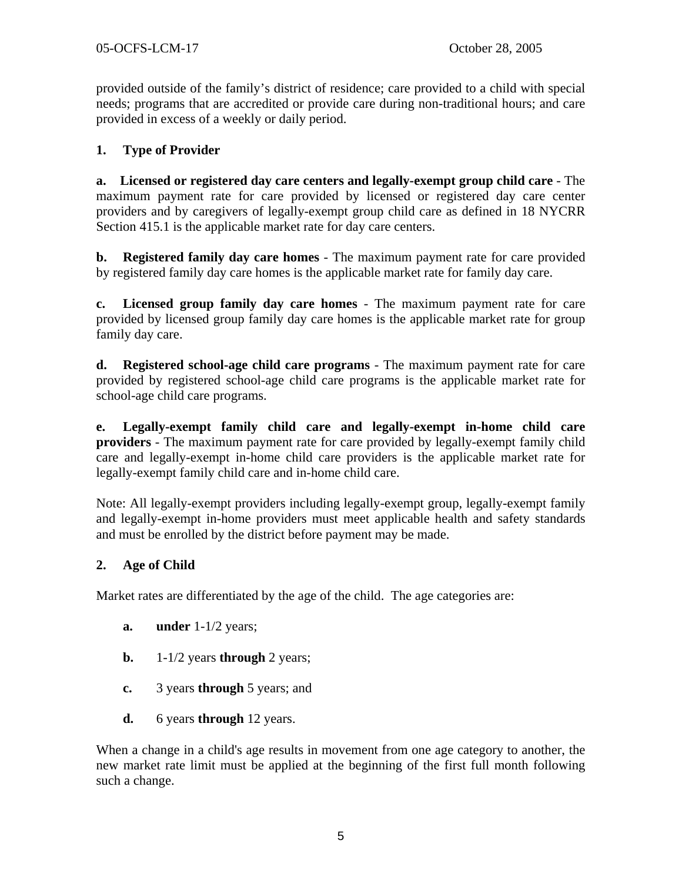provided outside of the family's district of residence; care provided to a child with special needs; programs that are accredited or provide care during non-traditional hours; and care provided in excess of a weekly or daily period.

**1. Type of Provider**

**a. Licensed or registered day care centers and legally-exempt group child care** - The maximum payment rate for care provided by licensed or registered day care center providers and by caregivers of legally-exempt group child care as defined in 18 NYCRR Section 415.1 is the applicable market rate for day care centers.

**b. Registered family day care homes** - The maximum payment rate for care provided by registered family day care homes is the applicable market rate for family day care.

**c. Licensed group family day care homes** - The maximum payment rate for care provided by licensed group family day care homes is the applicable market rate for group family day care.

**d. Registered school-age child care programs** - The maximum payment rate for care provided by registered school-age child care programs is the applicable market rate for school-age child care programs.

**e. Legally-exempt family child care and legally-exempt in-home child care providers** - The maximum payment rate for care provided by legally-exempt family child care and legally-exempt in-home child care providers is the applicable market rate for legally-exempt family child care and in-home child care.

Note: All legally-exempt providers including legally-exempt group, legally-exempt family and legally-exempt in-home providers must meet applicable health and safety standards and must be enrolled by the district before payment may be made.

**2. Age of Child**

Market rates are differentiated by the age of the child. The age categories are:

- **a.** **under** 1-1/2 years;
- **b.** 1-1/2 years **through** 2 years;
- **c.** 3 years **through** 5 years; and
- **d.** 6 years **through** 12 years.

When a change in a child's age results in movement from one age category to another, the new market rate limit must be applied at the beginning of the first full month following such a change.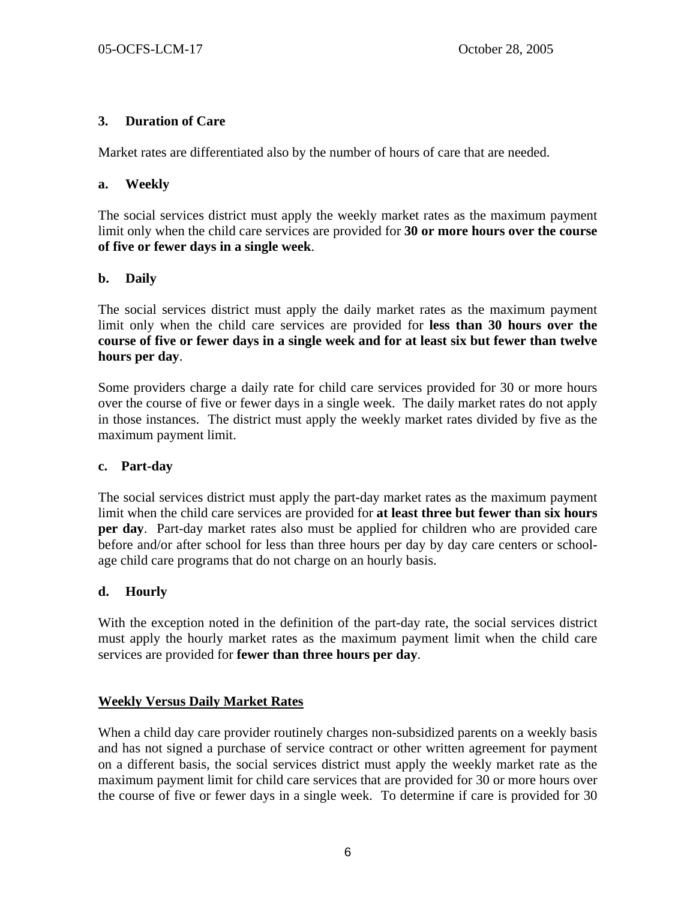### 3. Duration of Care

Market rates are differentiated also by the number of hours of care that are needed.

#### a. Weekly

The social services district must apply the weekly market rates as the maximum payment limit only when the child care services are provided for **30 or more hours over the course of five or fewer days in a single week**.

#### b. Daily

The social services district must apply the daily market rates as the maximum payment limit only when the child care services are provided for **less than 30 hours over the course of five or fewer days in a single week and for at least six but fewer than twelve hours per day**.

Some providers charge a daily rate for child care services provided for 30 or more hours over the course of five or fewer days in a single week. The daily market rates do not apply in those instances. The district must apply the weekly market rates divided by five as the maximum payment limit.

#### c. Part-day

The social services district must apply the part-day market rates as the maximum payment limit when the child care services are provided for **at least three but fewer than six hours per day**. Part-day market rates also must be applied for children who are provided care before and/or after school for less than three hours per day by day care centers or school-age child care programs that do not charge on an hourly basis.

#### d. Hourly

With the exception noted in the definition of the part-day rate, the social services district must apply the hourly market rates as the maximum payment limit when the child care services are provided for **fewer than three hours per day**.

**Weekly Versus Daily Market Rates**

When a child day care provider routinely charges non-subsidized parents on a weekly basis and has not signed a purchase of service contract or other written agreement for payment on a different basis, the social services district must apply the weekly market rate as the maximum payment limit for child care services that are provided for 30 or more hours over the course of five or fewer days in a single week. To determine if care is provided for 30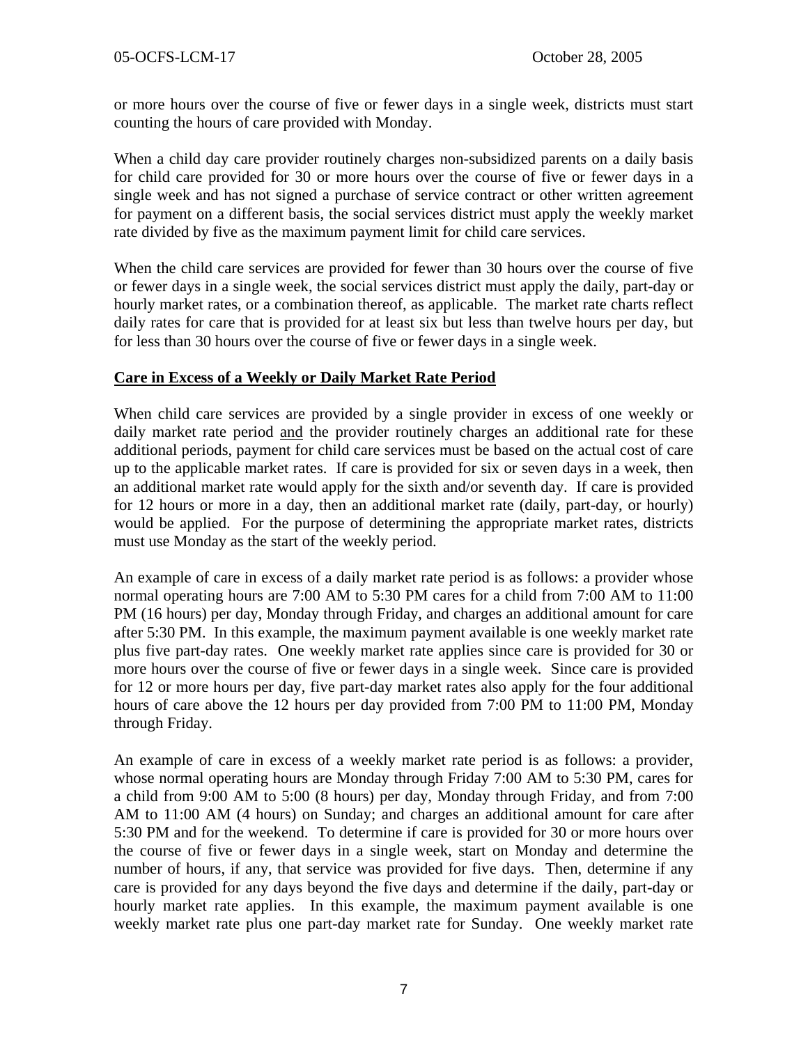or more hours over the course of five or fewer days in a single week, districts must start counting the hours of care provided with Monday.

When a child day care provider routinely charges non-subsidized parents on a daily basis for child care provided for 30 or more hours over the course of five or fewer days in a single week and has not signed a purchase of service contract or other written agreement for payment on a different basis, the social services district must apply the weekly market rate divided by five as the maximum payment limit for child care services.

When the child care services are provided for fewer than 30 hours over the course of five or fewer days in a single week, the social services district must apply the daily, part-day or hourly market rates, or a combination thereof, as applicable. The market rate charts reflect daily rates for care that is provided for at least six but less than twelve hours per day, but for less than 30 hours over the course of five or fewer days in a single week.

**Care in Excess of a Weekly or Daily Market Rate Period**

When child care services are provided by a single provider in excess of one weekly or daily market rate period and the provider routinely charges an additional rate for these additional periods, payment for child care services must be based on the actual cost of care up to the applicable market rates. If care is provided for six or seven days in a week, then an additional market rate would apply for the sixth and/or seventh day. If care is provided for 12 hours or more in a day, then an additional market rate (daily, part-day, or hourly) would be applied. For the purpose of determining the appropriate market rates, districts must use Monday as the start of the weekly period.

An example of care in excess of a daily market rate period is as follows: a provider whose normal operating hours are 7:00 AM to 5:30 PM cares for a child from 7:00 AM to 11:00 PM (16 hours) per day, Monday through Friday, and charges an additional amount for care after 5:30 PM. In this example, the maximum payment available is one weekly market rate plus five part-day rates. One weekly market rate applies since care is provided for 30 or more hours over the course of five or fewer days in a single week. Since care is provided for 12 or more hours per day, five part-day market rates also apply for the four additional hours of care above the 12 hours per day provided from 7:00 PM to 11:00 PM, Monday through Friday.

An example of care in excess of a weekly market rate period is as follows: a provider, whose normal operating hours are Monday through Friday 7:00 AM to 5:30 PM, cares for a child from 9:00 AM to 5:00 (8 hours) per day, Monday through Friday, and from 7:00 AM to 11:00 AM (4 hours) on Sunday; and charges an additional amount for care after 5:30 PM and for the weekend. To determine if care is provided for 30 or more hours over the course of five or fewer days in a single week, start on Monday and determine the number of hours, if any, that service was provided for five days. Then, determine if any care is provided for any days beyond the five days and determine if the daily, part-day or hourly market rate applies. In this example, the maximum payment available is one weekly market rate plus one part-day market rate for Sunday. One weekly market rate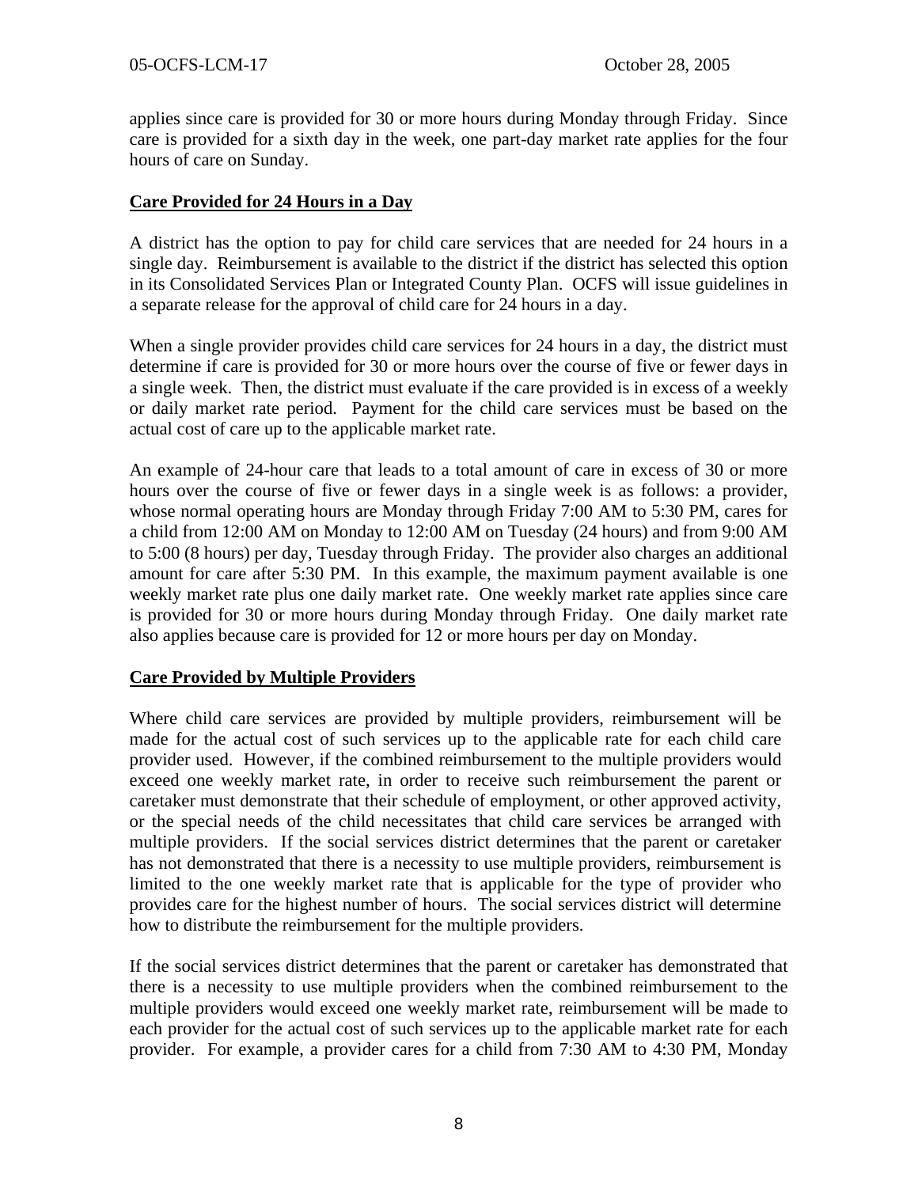applies since care is provided for 30 or more hours during Monday through Friday. Since care is provided for a sixth day in the week, one part-day market rate applies for the four hours of care on Sunday.

**Care Provided for 24 Hours in a Day**

A district has the option to pay for child care services that are needed for 24 hours in a single day. Reimbursement is available to the district if the district has selected this option in its Consolidated Services Plan or Integrated County Plan. OCFS will issue guidelines in a separate release for the approval of child care for 24 hours in a day.

When a single provider provides child care services for 24 hours in a day, the district must determine if care is provided for 30 or more hours over the course of five or fewer days in a single week. Then, the district must evaluate if the care provided is in excess of a weekly or daily market rate period. Payment for the child care services must be based on the actual cost of care up to the applicable market rate.

An example of 24-hour care that leads to a total amount of care in excess of 30 or more hours over the course of five or fewer days in a single week is as follows: a provider, whose normal operating hours are Monday through Friday 7:00 AM to 5:30 PM, cares for a child from 12:00 AM on Monday to 12:00 AM on Tuesday (24 hours) and from 9:00 AM to 5:00 (8 hours) per day, Tuesday through Friday. The provider also charges an additional amount for care after 5:30 PM. In this example, the maximum payment available is one weekly market rate plus one daily market rate. One weekly market rate applies since care is provided for 30 or more hours during Monday through Friday. One daily market rate also applies because care is provided for 12 or more hours per day on Monday.

**Care Provided by Multiple Providers**

Where child care services are provided by multiple providers, reimbursement will be made for the actual cost of such services up to the applicable rate for each child care provider used. However, if the combined reimbursement to the multiple providers would exceed one weekly market rate, in order to receive such reimbursement the parent or caretaker must demonstrate that their schedule of employment, or other approved activity, or the special needs of the child necessitates that child care services be arranged with multiple providers. If the social services district determines that the parent or caretaker has not demonstrated that there is a necessity to use multiple providers, reimbursement is limited to the one weekly market rate that is applicable for the type of provider who provides care for the highest number of hours. The social services district will determine how to distribute the reimbursement for the multiple providers.

If the social services district determines that the parent or caretaker has demonstrated that there is a necessity to use multiple providers when the combined reimbursement to the multiple providers would exceed one weekly market rate, reimbursement will be made to each provider for the actual cost of such services up to the applicable market rate for each provider. For example, a provider cares for a child from 7:30 AM to 4:30 PM, Monday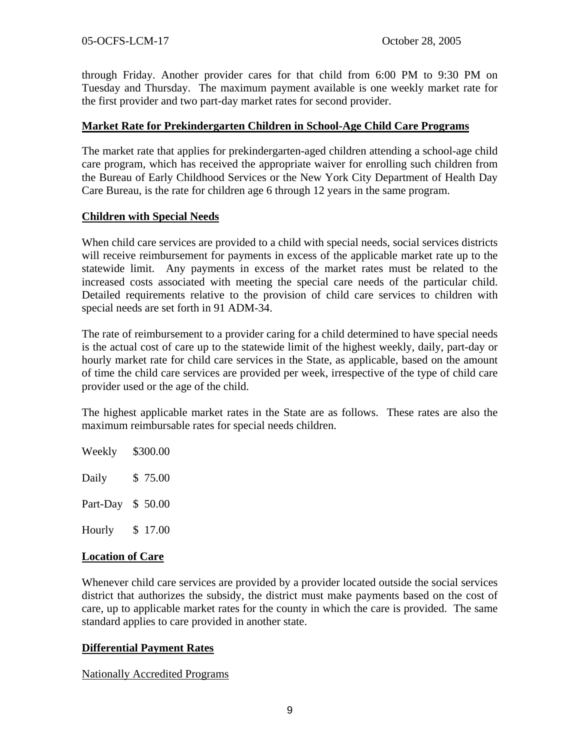through Friday. Another provider cares for that child from 6:00 PM to 9:30 PM on Tuesday and Thursday. The maximum payment available is one weekly market rate for the first provider and two part-day market rates for second provider.

**Market Rate for Prekindergarten Children in School-Age Child Care Programs**

The market rate that applies for prekindergarten-aged children attending a school-age child care program, which has received the appropriate waiver for enrolling such children from the Bureau of Early Childhood Services or the New York City Department of Health Day Care Bureau, is the rate for children age 6 through 12 years in the same program.

**Children with Special Needs**

When child care services are provided to a child with special needs, social services districts will receive reimbursement for payments in excess of the applicable market rate up to the statewide limit. Any payments in excess of the market rates must be related to the increased costs associated with meeting the special care needs of the particular child. Detailed requirements relative to the provision of child care services to children with special needs are set forth in 91 ADM-34.

The rate of reimbursement to a provider caring for a child determined to have special needs is the actual cost of care up to the statewide limit of the highest weekly, daily, part-day or hourly market rate for child care services in the State, as applicable, based on the amount of time the child care services are provided per week, irrespective of the type of child care provider used or the age of the child.

The highest applicable market rates in the State are as follows. These rates are also the maximum reimbursable rates for special needs children.

| | |
|---|---|
| Weekly | $300.00 |
| Daily | $ 75.00 |
| Part-Day | $ 50.00 |
| Hourly | $ 17.00 |

**Location of Care**

Whenever child care services are provided by a provider located outside the social services district that authorizes the subsidy, the district must make payments based on the cost of care, up to applicable market rates for the county in which the care is provided. The same standard applies to care provided in another state.

**Differential Payment Rates**

Nationally Accredited Programs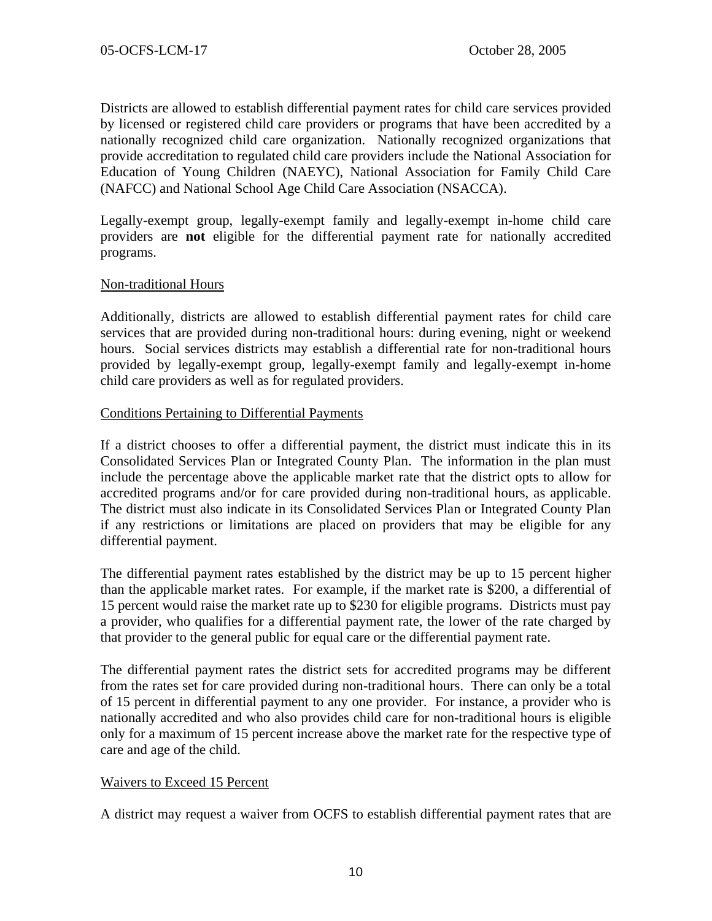Districts are allowed to establish differential payment rates for child care services provided by licensed or registered child care providers or programs that have been accredited by a nationally recognized child care organization. Nationally recognized organizations that provide accreditation to regulated child care providers include the National Association for Education of Young Children (NAEYC), National Association for Family Child Care (NAFCC) and National School Age Child Care Association (NSACCA).

Legally-exempt group, legally-exempt family and legally-exempt in-home child care providers are **not** eligible for the differential payment rate for nationally accredited programs.

## Non-traditional Hours

Additionally, districts are allowed to establish differential payment rates for child care services that are provided during non-traditional hours: during evening, night or weekend hours. Social services districts may establish a differential rate for non-traditional hours provided by legally-exempt group, legally-exempt family and legally-exempt in-home child care providers as well as for regulated providers.

## Conditions Pertaining to Differential Payments

If a district chooses to offer a differential payment, the district must indicate this in its Consolidated Services Plan or Integrated County Plan. The information in the plan must include the percentage above the applicable market rate that the district opts to allow for accredited programs and/or for care provided during non-traditional hours, as applicable. The district must also indicate in its Consolidated Services Plan or Integrated County Plan if any restrictions or limitations are placed on providers that may be eligible for any differential payment.

The differential payment rates established by the district may be up to 15 percent higher than the applicable market rates. For example, if the market rate is $200, a differential of 15 percent would raise the market rate up to $230 for eligible programs. Districts must pay a provider, who qualifies for a differential payment rate, the lower of the rate charged by that provider to the general public for equal care or the differential payment rate.

The differential payment rates the district sets for accredited programs may be different from the rates set for care provided during non-traditional hours. There can only be a total of 15 percent in differential payment to any one provider. For instance, a provider who is nationally accredited and who also provides child care for non-traditional hours is eligible only for a maximum of 15 percent increase above the market rate for the respective type of care and age of the child.

## Waivers to Exceed 15 Percent

A district may request a waiver from OCFS to establish differential payment rates that are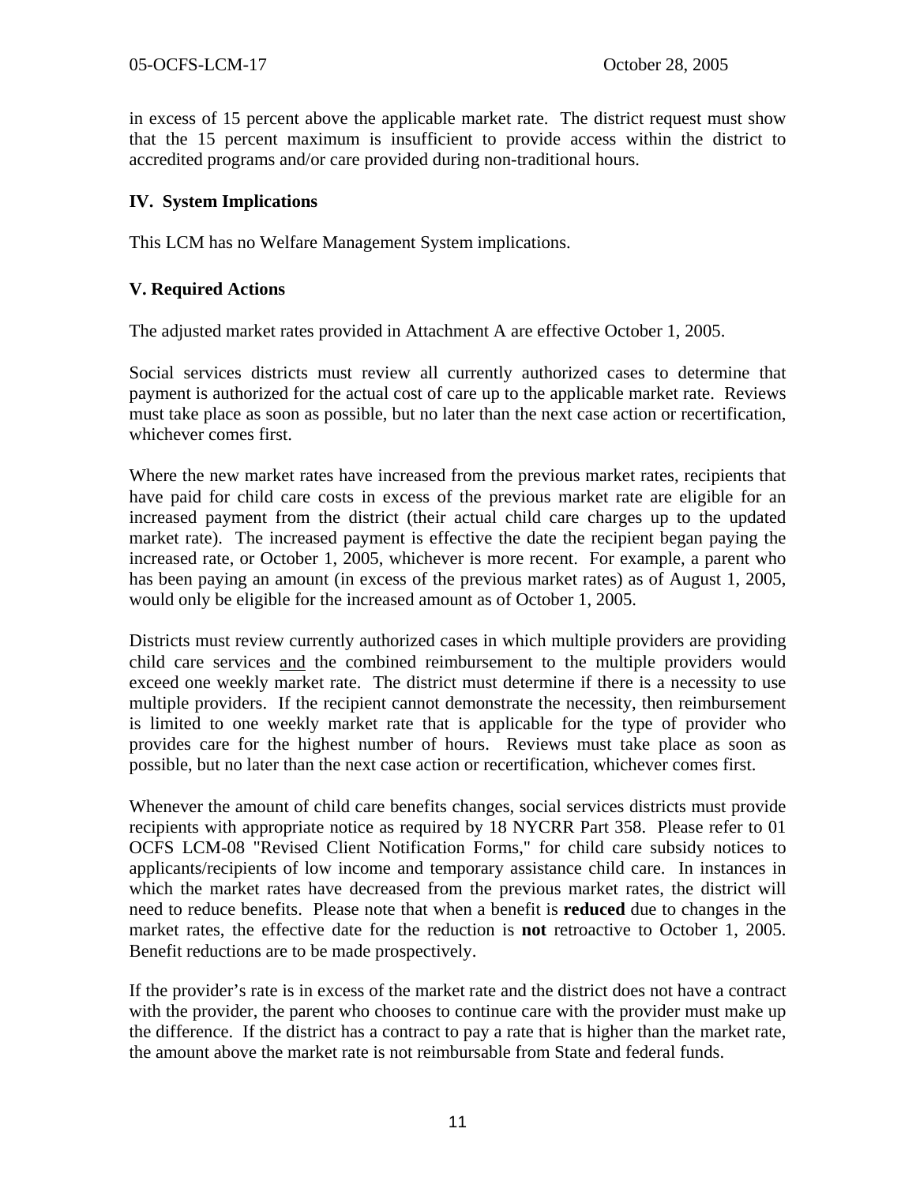in excess of 15 percent above the applicable market rate. The district request must show that the 15 percent maximum is insufficient to provide access within the district to accredited programs and/or care provided during non-traditional hours.

## IV. System Implications

This LCM has no Welfare Management System implications.

## V. Required Actions

The adjusted market rates provided in Attachment A are effective October 1, 2005.

Social services districts must review all currently authorized cases to determine that payment is authorized for the actual cost of care up to the applicable market rate. Reviews must take place as soon as possible, but no later than the next case action or recertification, whichever comes first.

Where the new market rates have increased from the previous market rates, recipients that have paid for child care costs in excess of the previous market rate are eligible for an increased payment from the district (their actual child care charges up to the updated market rate). The increased payment is effective the date the recipient began paying the increased rate, or October 1, 2005, whichever is more recent. For example, a parent who has been paying an amount (in excess of the previous market rates) as of August 1, 2005, would only be eligible for the increased amount as of October 1, 2005.

Districts must review currently authorized cases in which multiple providers are providing child care services and the combined reimbursement to the multiple providers would exceed one weekly market rate. The district must determine if there is a necessity to use multiple providers. If the recipient cannot demonstrate the necessity, then reimbursement is limited to one weekly market rate that is applicable for the type of provider who provides care for the highest number of hours. Reviews must take place as soon as possible, but no later than the next case action or recertification, whichever comes first.

Whenever the amount of child care benefits changes, social services districts must provide recipients with appropriate notice as required by 18 NYCRR Part 358. Please refer to 01 OCFS LCM-08 "Revised Client Notification Forms," for child care subsidy notices to applicants/recipients of low income and temporary assistance child care. In instances in which the market rates have decreased from the previous market rates, the district will need to reduce benefits. Please note that when a benefit is **reduced** due to changes in the market rates, the effective date for the reduction is **not** retroactive to October 1, 2005. Benefit reductions are to be made prospectively.

If the provider's rate is in excess of the market rate and the district does not have a contract with the provider, the parent who chooses to continue care with the provider must make up the difference. If the district has a contract to pay a rate that is higher than the market rate, the amount above the market rate is not reimbursable from State and federal funds.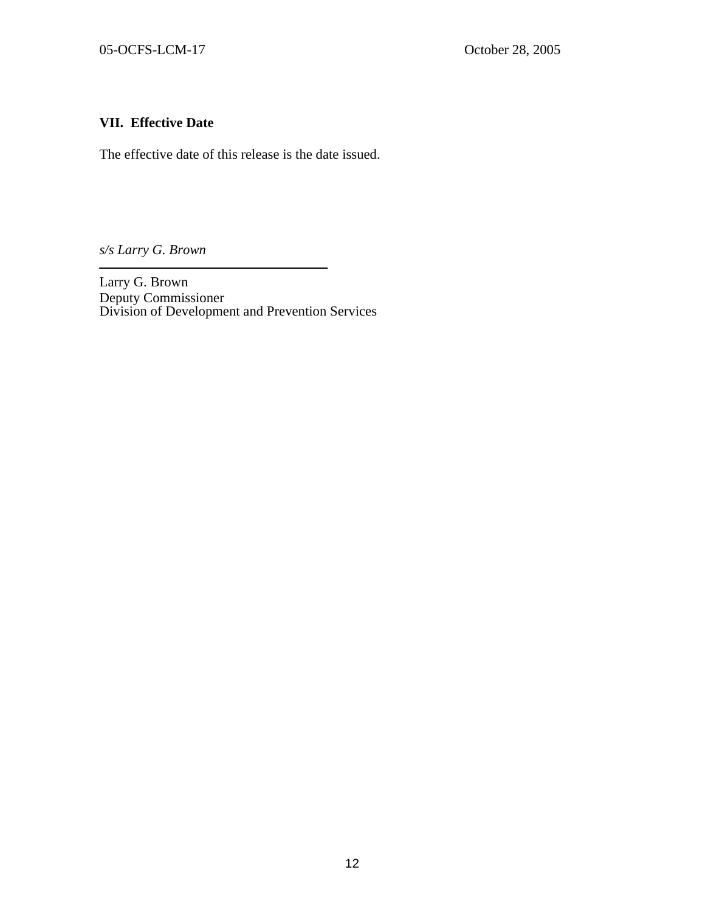## VII. Effective Date

The effective date of this release is the date issued.

*s/s Larry G. Brown*

---

Larry G. Brown
Deputy Commissioner
Division of Development and Prevention Services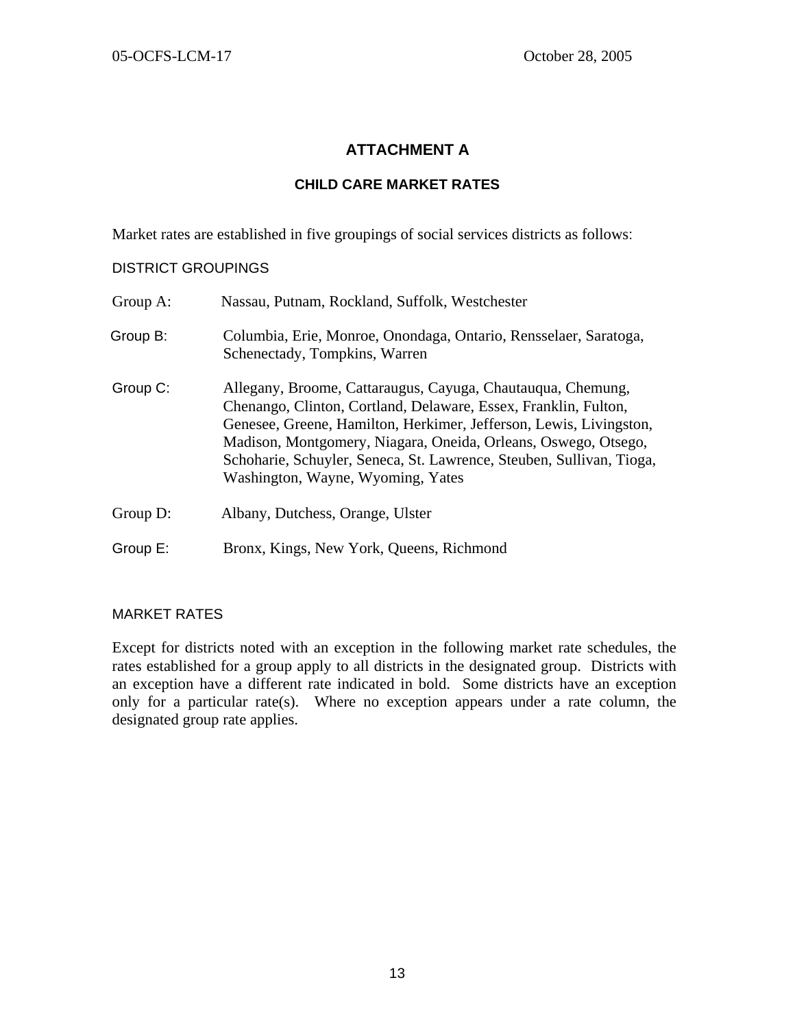# ATTACHMENT A

## CHILD CARE MARKET RATES

Market rates are established in five groupings of social services districts as follows:

### DISTRICT GROUPINGS

Group A: Nassau, Putnam, Rockland, Suffolk, Westchester

Group B: Columbia, Erie, Monroe, Onondaga, Ontario, Rensselaer, Saratoga, Schenectady, Tompkins, Warren

Group C: Allegany, Broome, Cattaraugus, Cayuga, Chautauqua, Chemung, Chenango, Clinton, Cortland, Delaware, Essex, Franklin, Fulton, Genesee, Greene, Hamilton, Herkimer, Jefferson, Lewis, Livingston, Madison, Montgomery, Niagara, Oneida, Orleans, Oswego, Otsego, Schoharie, Schuyler, Seneca, St. Lawrence, Steuben, Sullivan, Tioga, Washington, Wayne, Wyoming, Yates

Group D: Albany, Dutchess, Orange, Ulster

Group E: Bronx, Kings, New York, Queens, Richmond

### MARKET RATES

Except for districts noted with an exception in the following market rate schedules, the rates established for a group apply to all districts in the designated group. Districts with an exception have a different rate indicated in bold. Some districts have an exception only for a particular rate(s). Where no exception appears under a rate column, the designated group rate applies.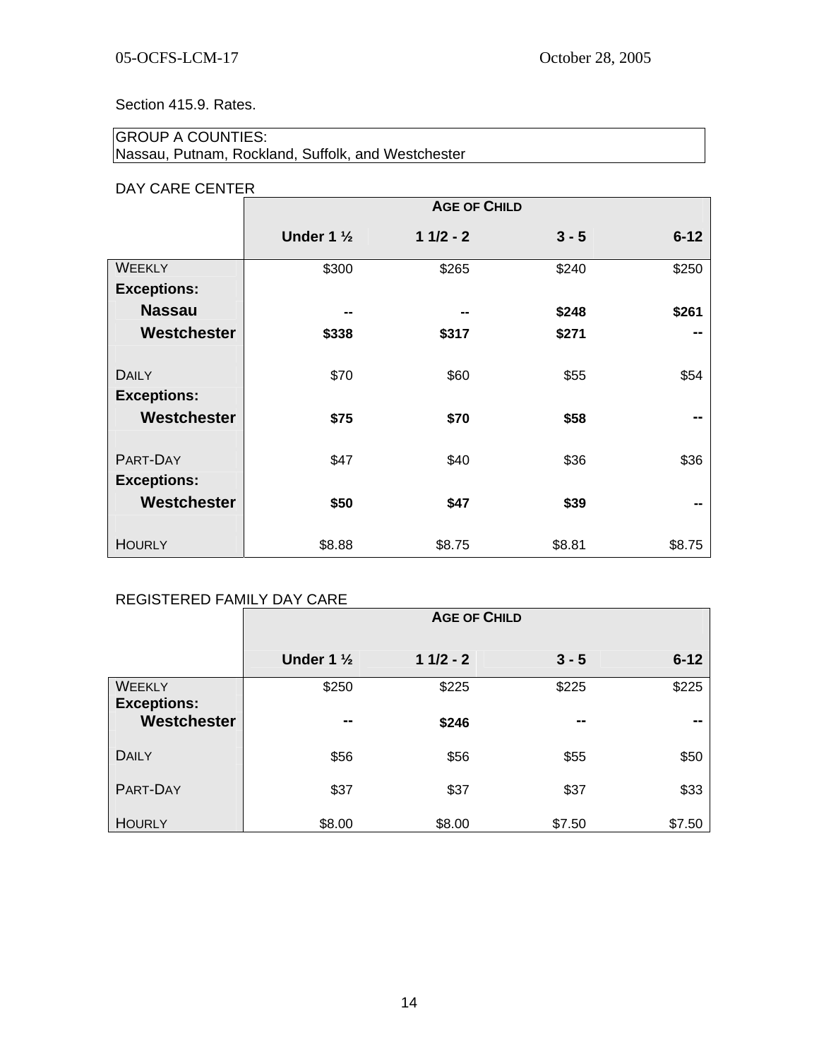Section 415.9. Rates.

GROUP A COUNTIES:
Nassau, Putnam, Rockland, Suffolk, and Westchester

DAY CARE CENTER

| | AGE OF CHILD | | | |
|---|---|---|---|---|
| | **Under 1 ½** | **1 1/2 - 2** | **3 - 5** | **6-12** |
| WEEKLY | $300 | $265 | $240 | $250 |
| **Exceptions:** | | | | |
| **Nassau** | **--** | **--** | **$248** | **$261** |
| **Westchester** | **$338** | **$317** | **$271** | **--** |
| DAILY | $70 | $60 | $55 | $54 |
| **Exceptions:** | | | | |
| **Westchester** | **$75** | **$70** | **$58** | **--** |
| PART-DAY | $47 | $40 | $36 | $36 |
| **Exceptions:** | | | | |
| **Westchester** | **$50** | **$47** | **$39** | **--** |
| HOURLY | $8.88 | $8.75 | $8.81 | $8.75 |

REGISTERED FAMILY DAY CARE

| | AGE OF CHILD | | | |
|---|---|---|---|---|
| | **Under 1 ½** | **1 1/2 - 2** | **3 - 5** | **6-12** |
| WEEKLY | $250 | $225 | $225 | $225 |
| **Exceptions:** | | | | |
| **Westchester** | **--** | **$246** | **--** | **--** |
| DAILY | $56 | $56 | $55 | $50 |
| PART-DAY | $37 | $37 | $37 | $33 |
| HOURLY | $8.00 | $8.00 | $7.50 | $7.50 |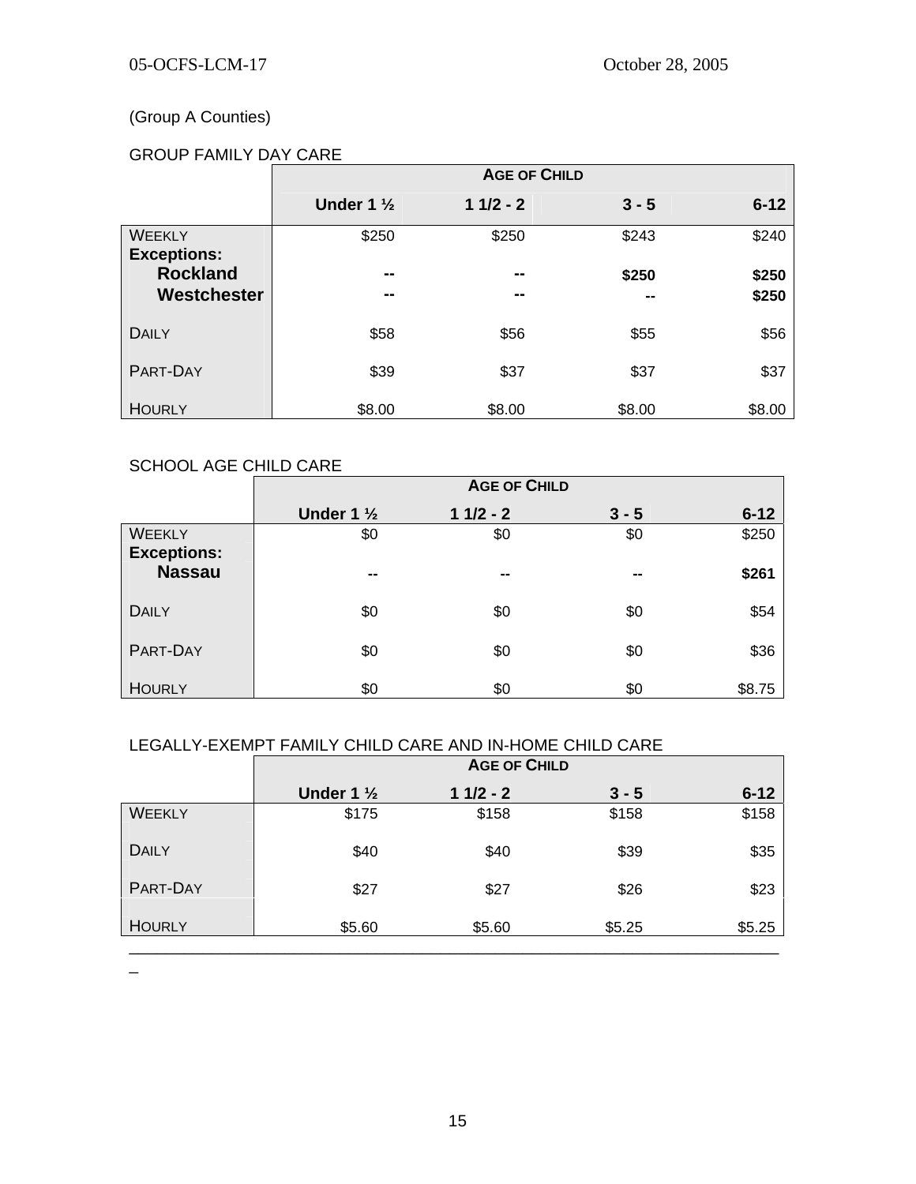(Group A Counties)

GROUP FAMILY DAY CARE

| | AGE OF CHILD | | | |
|---|---|---|---|---|
| | **Under 1 ½** | **1 1/2 - 2** | **3 - 5** | **6-12** |
| WEEKLY | $250 | $250 | $243 | $240 |
| **Exceptions:** | | | | |
| **Rockland** | **--** | **--** | **$250** | **$250** |
| **Westchester** | **--** | **--** | **--** | **$250** |
| DAILY | $58 | $56 | $55 | $56 |
| PART-DAY | $39 | $37 | $37 | $37 |
| HOURLY | $8.00 | $8.00 | $8.00 | $8.00 |

SCHOOL AGE CHILD CARE

| | AGE OF CHILD | | | |
|---|---|---|---|---|
| | **Under 1 ½** | **1 1/2 - 2** | **3 - 5** | **6-12** |
| WEEKLY | $0 | $0 | $0 | $250 |
| **Exceptions:** | | | | |
| **Nassau** | **--** | **--** | **--** | **$261** |
| DAILY | $0 | $0 | $0 | $54 |
| PART-DAY | $0 | $0 | $0 | $36 |
| HOURLY | $0 | $0 | $0 | $8.75 |

LEGALLY-EXEMPT FAMILY CHILD CARE AND IN-HOME CHILD CARE

| | AGE OF CHILD | | | |
|---|---|---|---|---|
| | **Under 1 ½** | **1 1/2 - 2** | **3 - 5** | **6-12** |
| WEEKLY | $175 | $158 | $158 | $158 |
| DAILY | $40 | $40 | $39 | $35 |
| PART-DAY | $27 | $27 | $26 | $23 |
| HOURLY | $5.60 | $5.60 | $5.25 | $5.25 |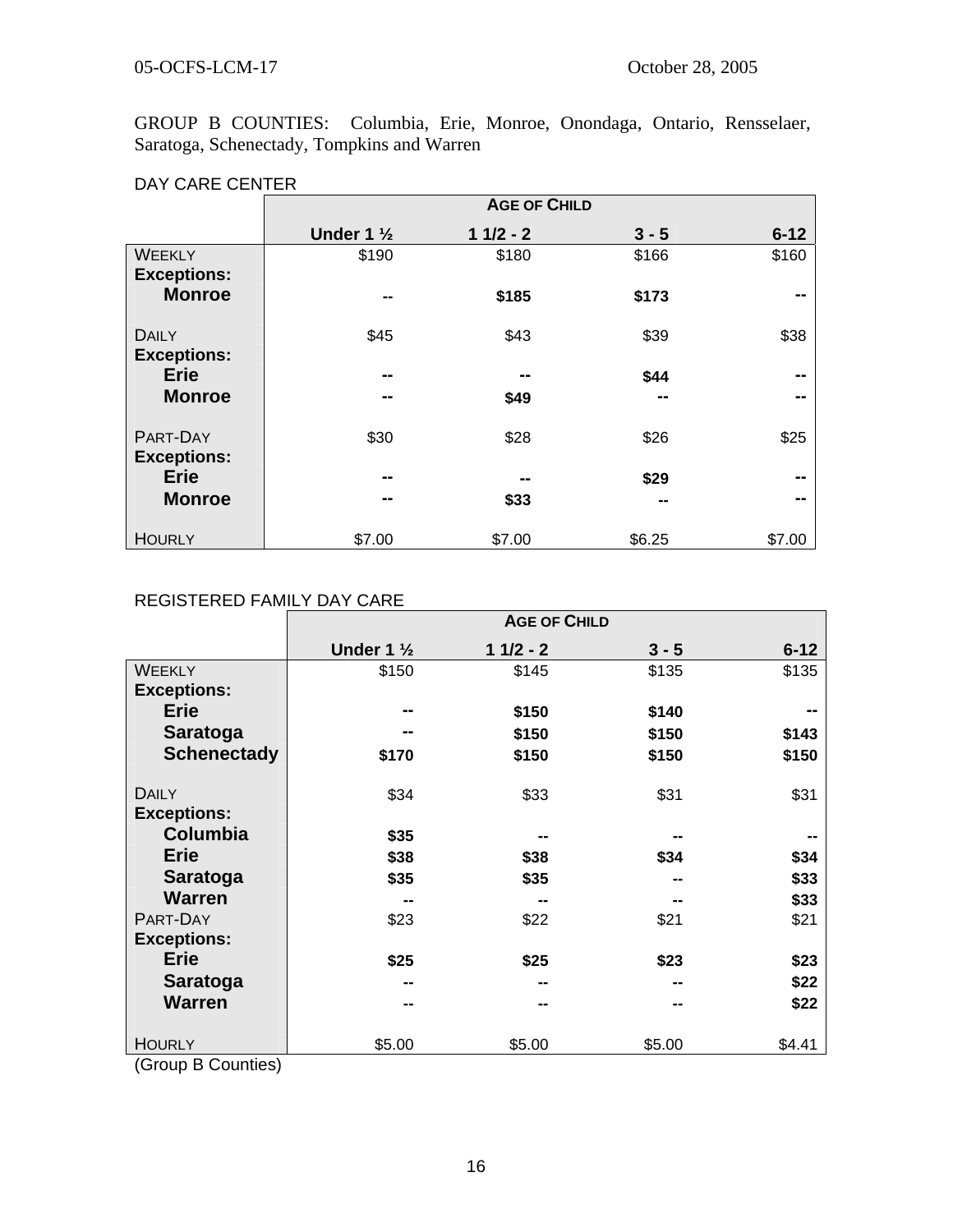GROUP B COUNTIES: Columbia, Erie, Monroe, Onondaga, Ontario, Rensselaer, Saratoga, Schenectady, Tompkins and Warren

DAY CARE CENTER

| | AGE OF CHILD | | | |
|---|---|---|---|---|
| | **Under 1 ½** | **1 1/2 - 2** | **3 - 5** | **6-12** |
| WEEKLY | $190 | $180 | $166 | $160 |
| **Exceptions:** | | | | |
| **Monroe** | -- | **$185** | **$173** | -- |
| DAILY | $45 | $43 | $39 | $38 |
| **Exceptions:** | | | | |
| **Erie** | -- | -- | **$44** | -- |
| **Monroe** | -- | **$49** | -- | -- |
| PART-DAY | $30 | $28 | $26 | $25 |
| **Exceptions:** | | | | |
| **Erie** | -- | -- | **$29** | -- |
| **Monroe** | -- | **$33** | -- | -- |
| HOURLY | $7.00 | $7.00 | $6.25 | $7.00 |

REGISTERED FAMILY DAY CARE

| | AGE OF CHILD | | | |
|---|---|---|---|---|
| | **Under 1 ½** | **1 1/2 - 2** | **3 - 5** | **6-12** |
| WEEKLY | $150 | $145 | $135 | $135 |
| **Exceptions:** | | | | |
| **Erie** | -- | **$150** | **$140** | -- |
| **Saratoga** | -- | **$150** | **$150** | **$143** |
| **Schenectady** | **$170** | **$150** | **$150** | **$150** |
| DAILY | $34 | $33 | $31 | $31 |
| **Exceptions:** | | | | |
| **Columbia** | **$35** | -- | -- | -- |
| **Erie** | **$38** | **$38** | **$34** | **$34** |
| **Saratoga** | **$35** | **$35** | -- | **$33** |
| **Warren** | -- | -- | -- | **$33** |
| PART-DAY | $23 | $22 | $21 | $21 |
| **Exceptions:** | | | | |
| **Erie** | **$25** | **$25** | **$23** | **$23** |
| **Saratoga** | -- | -- | -- | **$22** |
| **Warren** | -- | -- | -- | **$22** |
| HOURLY | $5.00 | $5.00 | $5.00 | $4.41 |

(Group B Counties)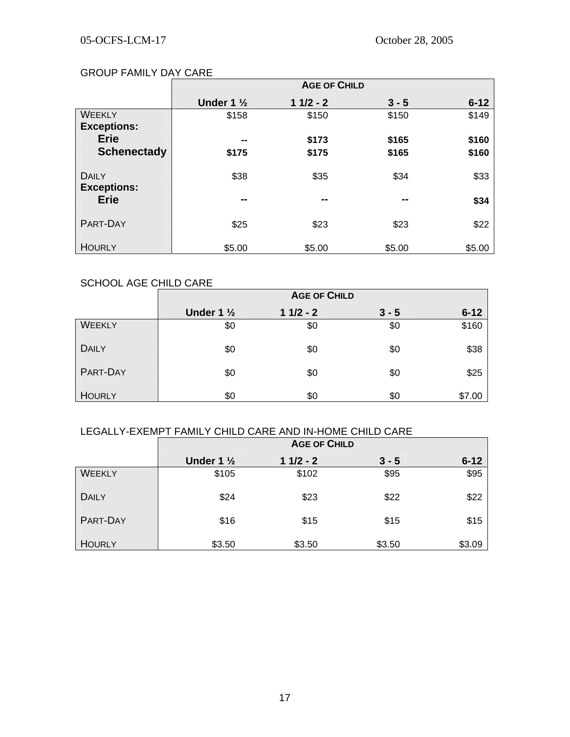GROUP FAMILY DAY CARE

| | AGE OF CHILD | | | |
|---|---|---|---|---|
| | **Under 1 ½** | **1 1/2 - 2** | **3 - 5** | **6-12** |
| WEEKLY | $158 | $150 | $150 | $149 |
| **Exceptions:** | | | | |
| **Erie** | **--** | **$173** | **$165** | **$160** |
| **Schenectady** | **$175** | **$175** | **$165** | **$160** |
| DAILY | $38 | $35 | $34 | $33 |
| **Exceptions:** | | | | |
| **Erie** | **--** | **--** | **--** | **$34** |
| PART-DAY | $25 | $23 | $23 | $22 |
| HOURLY | $5.00 | $5.00 | $5.00 | $5.00 |

SCHOOL AGE CHILD CARE

| | AGE OF CHILD | | | |
|---|---|---|---|---|
| | **Under 1 ½** | **1 1/2 - 2** | **3 - 5** | **6-12** |
| WEEKLY | $0 | $0 | $0 | $160 |
| DAILY | $0 | $0 | $0 | $38 |
| PART-DAY | $0 | $0 | $0 | $25 |
| HOURLY | $0 | $0 | $0 | $7.00 |

LEGALLY-EXEMPT FAMILY CHILD CARE AND IN-HOME CHILD CARE

| | AGE OF CHILD | | | |
|---|---|---|---|---|
| | **Under 1 ½** | **1 1/2 - 2** | **3 - 5** | **6-12** |
| WEEKLY | $105 | $102 | $95 | $95 |
| DAILY | $24 | $23 | $22 | $22 |
| PART-DAY | $16 | $15 | $15 | $15 |
| HOURLY | $3.50 | $3.50 | $3.50 | $3.09 |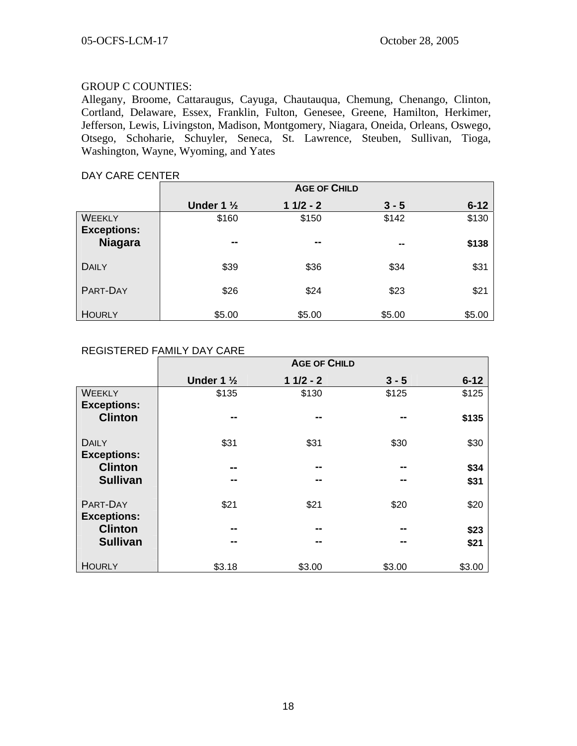GROUP C COUNTIES:
Allegany, Broome, Cattaraugus, Cayuga, Chautauqua, Chemung, Chenango, Clinton, Cortland, Delaware, Essex, Franklin, Fulton, Genesee, Greene, Hamilton, Herkimer, Jefferson, Lewis, Livingston, Madison, Montgomery, Niagara, Oneida, Orleans, Oswego, Otsego, Schoharie, Schuyler, Seneca, St. Lawrence, Steuben, Sullivan, Tioga, Washington, Wayne, Wyoming, and Yates

DAY CARE CENTER

| | **AGE OF CHILD** | | | |
|---|---|---|---|---|
| | **Under 1 ½** | **1 1/2 - 2** | **3 - 5** | **6-12** |
| WEEKLY | $160 | $150 | $142 | $130 |
| **Exceptions:** | | | | |
| **Niagara** | -- | -- | -- | **$138** |
| DAILY | $39 | $36 | $34 | $31 |
| PART-DAY | $26 | $24 | $23 | $21 |
| HOURLY | $5.00 | $5.00 | $5.00 | $5.00 |

REGISTERED FAMILY DAY CARE

| | **AGE OF CHILD** | | | |
|---|---|---|---|---|
| | **Under 1 ½** | **1 1/2 - 2** | **3 - 5** | **6-12** |
| WEEKLY | $135 | $130 | $125 | $125 |
| **Exceptions:** | | | | |
| **Clinton** | -- | -- | -- | **$135** |
| DAILY | $31 | $31 | $30 | $30 |
| **Exceptions:** | | | | |
| **Clinton** | -- | -- | -- | **$34** |
| **Sullivan** | -- | -- | -- | **$31** |
| PART-DAY | $21 | $21 | $20 | $20 |
| **Exceptions:** | | | | |
| **Clinton** | -- | -- | -- | **$23** |
| **Sullivan** | -- | -- | -- | **$21** |
| HOURLY | $3.18 | $3.00 | $3.00 | $3.00 |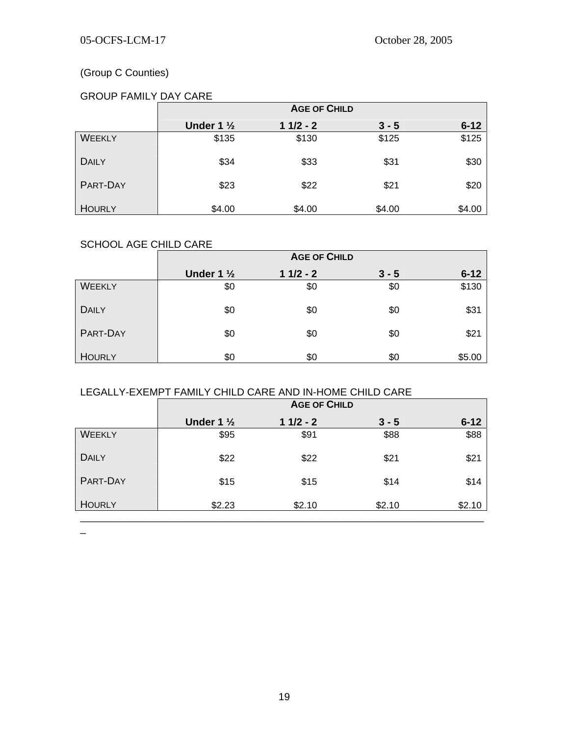(Group C Counties)

GROUP FAMILY DAY CARE

| | AGE OF CHILD | | | |
|---|---|---|---|---|
| | **Under 1 ½** | **1 1/2 - 2** | **3 - 5** | **6-12** |
| WEEKLY | $135 | $130 | $125 | $125 |
| DAILY | $34 | $33 | $31 | $30 |
| PART-DAY | $23 | $22 | $21 | $20 |
| HOURLY | $4.00 | $4.00 | $4.00 | $4.00 |

SCHOOL AGE CHILD CARE

| | AGE OF CHILD | | | |
|---|---|---|---|---|
| | **Under 1 ½** | **1 1/2 - 2** | **3 - 5** | **6-12** |
| WEEKLY | $0 | $0 | $0 | $130 |
| DAILY | $0 | $0 | $0 | $31 |
| PART-DAY | $0 | $0 | $0 | $21 |
| HOURLY | $0 | $0 | $0 | $5.00 |

LEGALLY-EXEMPT FAMILY CHILD CARE AND IN-HOME CHILD CARE

| | AGE OF CHILD | | | |
|---|---|---|---|---|
| | **Under 1 ½** | **1 1/2 - 2** | **3 - 5** | **6-12** |
| WEEKLY | $95 | $91 | $88 | $88 |
| DAILY | $22 | $22 | $21 | $21 |
| PART-DAY | $15 | $15 | $14 | $14 |
| HOURLY | $2.23 | $2.10 | $2.10 | $2.10 |

---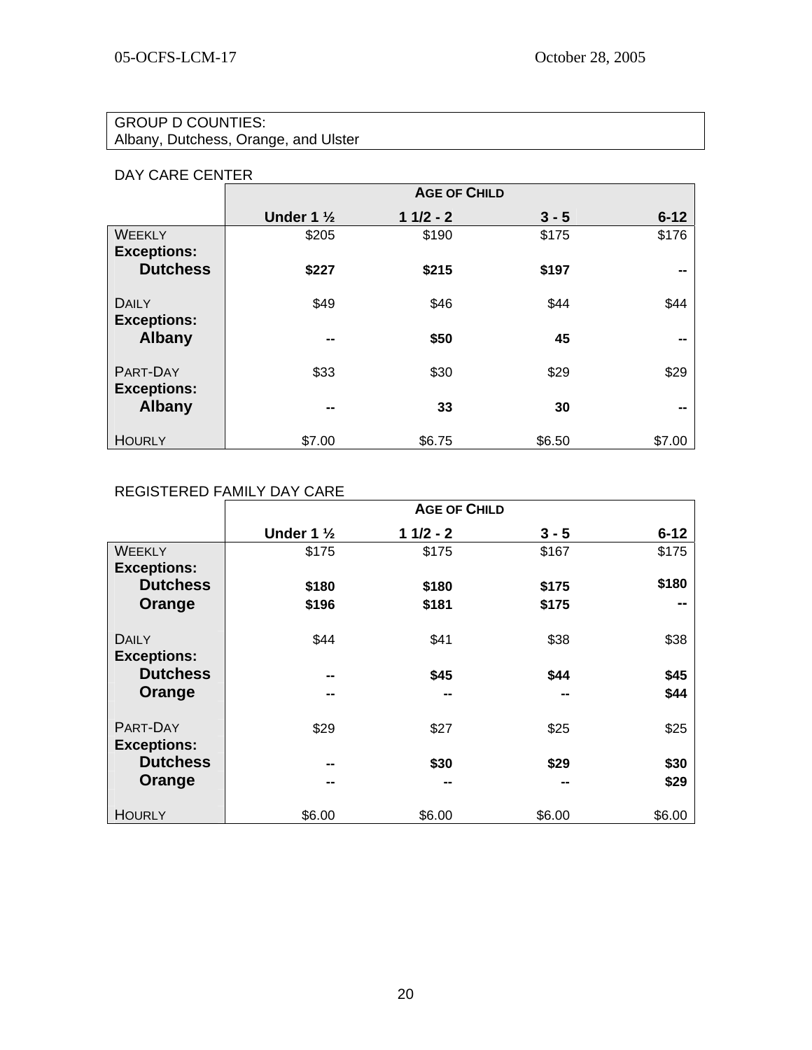GROUP D COUNTIES:
Albany, Dutchess, Orange, and Ulster

DAY CARE CENTER

| | AGE OF CHILD | | | |
|---|---|---|---|---|
| | **Under 1 ½** | **1 1/2 - 2** | **3 - 5** | **6-12** |
| WEEKLY | $205 | $190 | $175 | $176 |
| **Exceptions:** | | | | |
| **Dutchess** | **$227** | **$215** | **$197** | **--** |
| DAILY | $49 | $46 | $44 | $44 |
| **Exceptions:** | | | | |
| **Albany** | **--** | **$50** | **45** | **--** |
| PART-DAY | $33 | $30 | $29 | $29 |
| **Exceptions:** | | | | |
| **Albany** | **--** | **33** | **30** | **--** |
| HOURLY | $7.00 | $6.75 | $6.50 | $7.00 |

REGISTERED FAMILY DAY CARE

| | AGE OF CHILD | | | |
|---|---|---|---|---|
| | **Under 1 ½** | **1 1/2 - 2** | **3 - 5** | **6-12** |
| WEEKLY | $175 | $175 | $167 | $175 |
| **Exceptions:** | | | | |
| **Dutchess** | **$180** | **$180** | **$175** | **$180** |
| **Orange** | **$196** | **$181** | **$175** | **--** |
| DAILY | $44 | $41 | $38 | $38 |
| **Exceptions:** | | | | |
| **Dutchess** | **--** | **$45** | **$44** | **$45** |
| **Orange** | **--** | **--** | **--** | **$44** |
| PART-DAY | $29 | $27 | $25 | $25 |
| **Exceptions:** | | | | |
| **Dutchess** | **--** | **$30** | **$29** | **$30** |
| **Orange** | **--** | **--** | **--** | **$29** |
| HOURLY | $6.00 | $6.00 | $6.00 | $6.00 |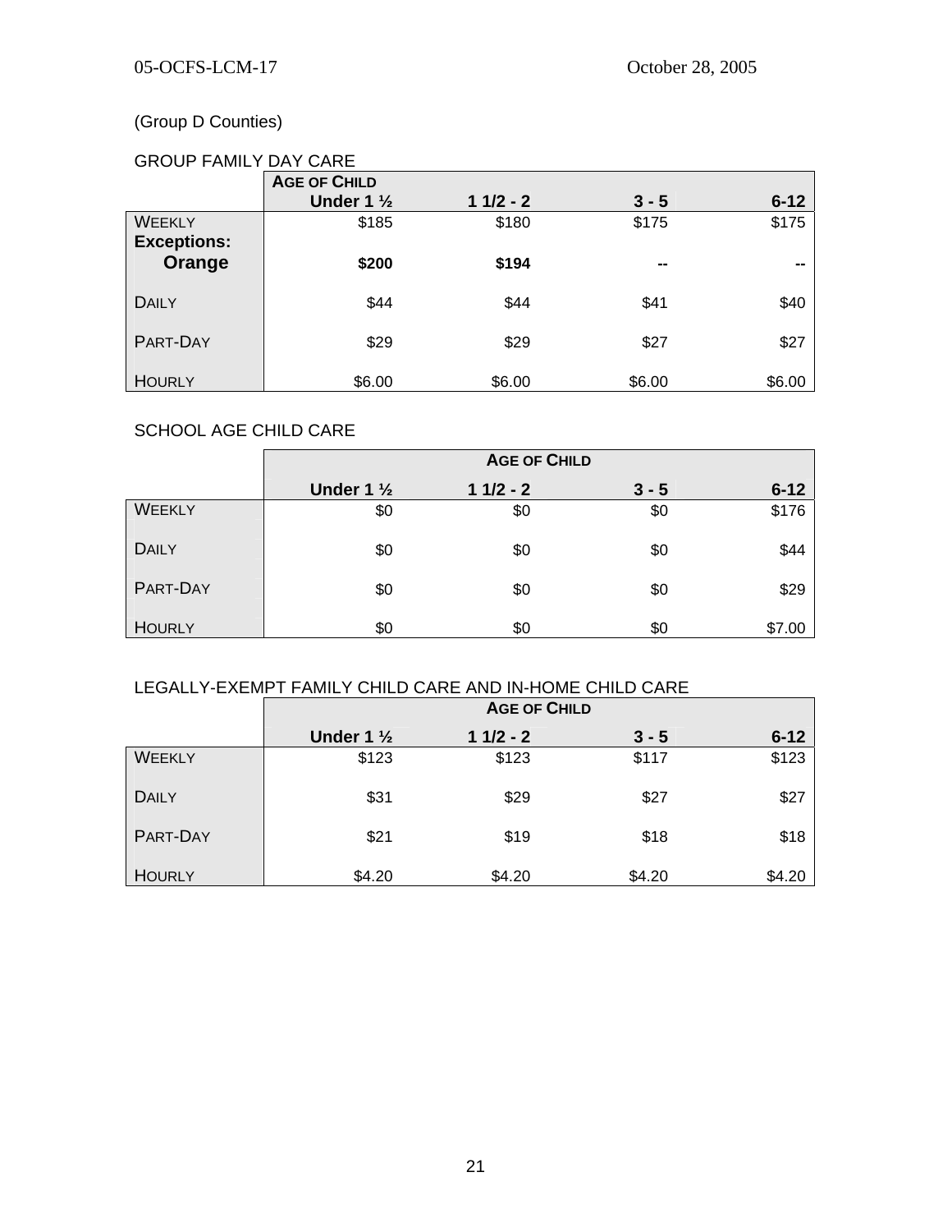(Group D Counties)

GROUP FAMILY DAY CARE

| | AGE OF CHILD | | | |
|---|---|---|---|---|
| | **Under 1 ½** | **1 1/2 - 2** | **3 - 5** | **6-12** |
| WEEKLY | $185 | $180 | $175 | $175 |
| **Exceptions:** | | | | |
| **Orange** | **$200** | **$194** | **--** | **--** |
| DAILY | $44 | $44 | $41 | $40 |
| PART-DAY | $29 | $29 | $27 | $27 |
| HOURLY | $6.00 | $6.00 | $6.00 | $6.00 |

SCHOOL AGE CHILD CARE

| | AGE OF CHILD | | | |
|---|---|---|---|---|
| | **Under 1 ½** | **1 1/2 - 2** | **3 - 5** | **6-12** |
| WEEKLY | $0 | $0 | $0 | $176 |
| DAILY | $0 | $0 | $0 | $44 |
| PART-DAY | $0 | $0 | $0 | $29 |
| HOURLY | $0 | $0 | $0 | $7.00 |

LEGALLY-EXEMPT FAMILY CHILD CARE AND IN-HOME CHILD CARE

| | AGE OF CHILD | | | |
|---|---|---|---|---|
| | **Under 1 ½** | **1 1/2 - 2** | **3 - 5** | **6-12** |
| WEEKLY | $123 | $123 | $117 | $123 |
| DAILY | $31 | $29 | $27 | $27 |
| PART-DAY | $21 | $19 | $18 | $18 |
| HOURLY | $4.20 | $4.20 | $4.20 | $4.20 |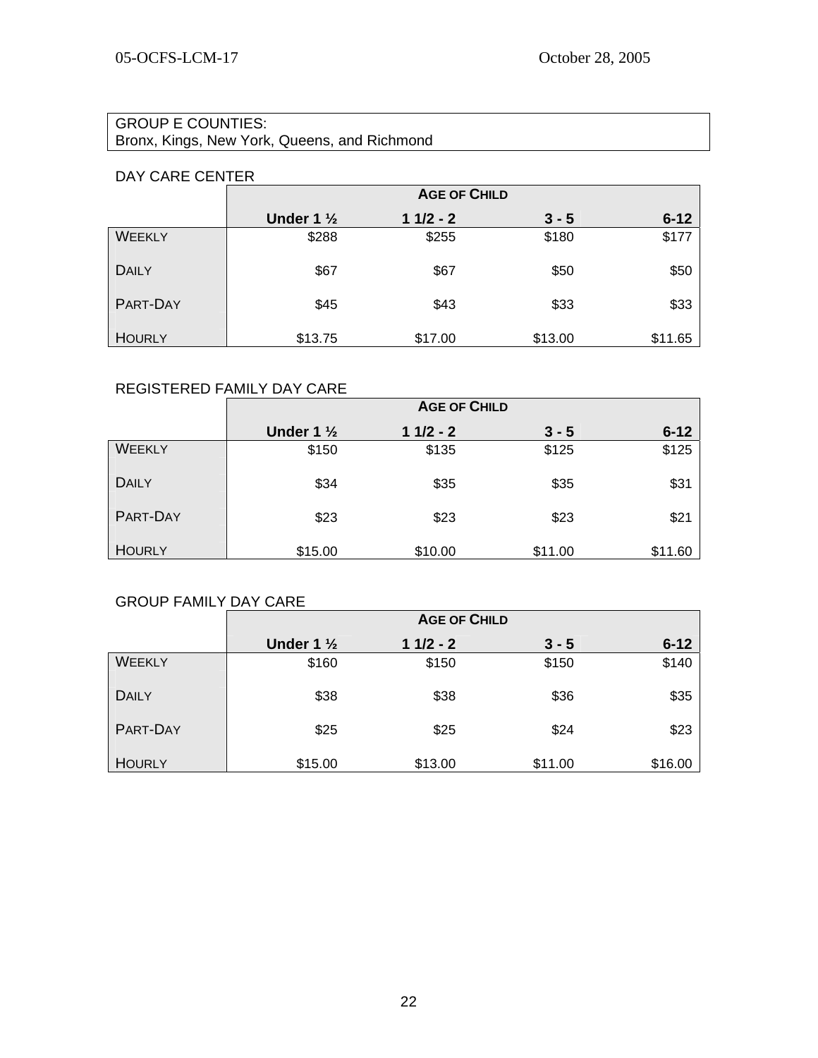GROUP E COUNTIES:
Bronx, Kings, New York, Queens, and Richmond

DAY CARE CENTER

| | AGE OF CHILD | | | |
|---|---|---|---|---|
| | **Under 1 ½** | **1 1/2 - 2** | **3 - 5** | **6-12** |
| WEEKLY | $288 | $255 | $180 | $177 |
| DAILY | $67 | $67 | $50 | $50 |
| PART-DAY | $45 | $43 | $33 | $33 |
| HOURLY | $13.75 | $17.00 | $13.00 | $11.65 |

REGISTERED FAMILY DAY CARE

| | AGE OF CHILD | | | |
|---|---|---|---|---|
| | **Under 1 ½** | **1 1/2 - 2** | **3 - 5** | **6-12** |
| WEEKLY | $150 | $135 | $125 | $125 |
| DAILY | $34 | $35 | $35 | $31 |
| PART-DAY | $23 | $23 | $23 | $21 |
| HOURLY | $15.00 | $10.00 | $11.00 | $11.60 |

GROUP FAMILY DAY CARE

| | AGE OF CHILD | | | |
|---|---|---|---|---|
| | **Under 1 ½** | **1 1/2 - 2** | **3 - 5** | **6-12** |
| WEEKLY | $160 | $150 | $150 | $140 |
| DAILY | $38 | $38 | $36 | $35 |
| PART-DAY | $25 | $25 | $24 | $23 |
| HOURLY | $15.00 | $13.00 | $11.00 | $16.00 |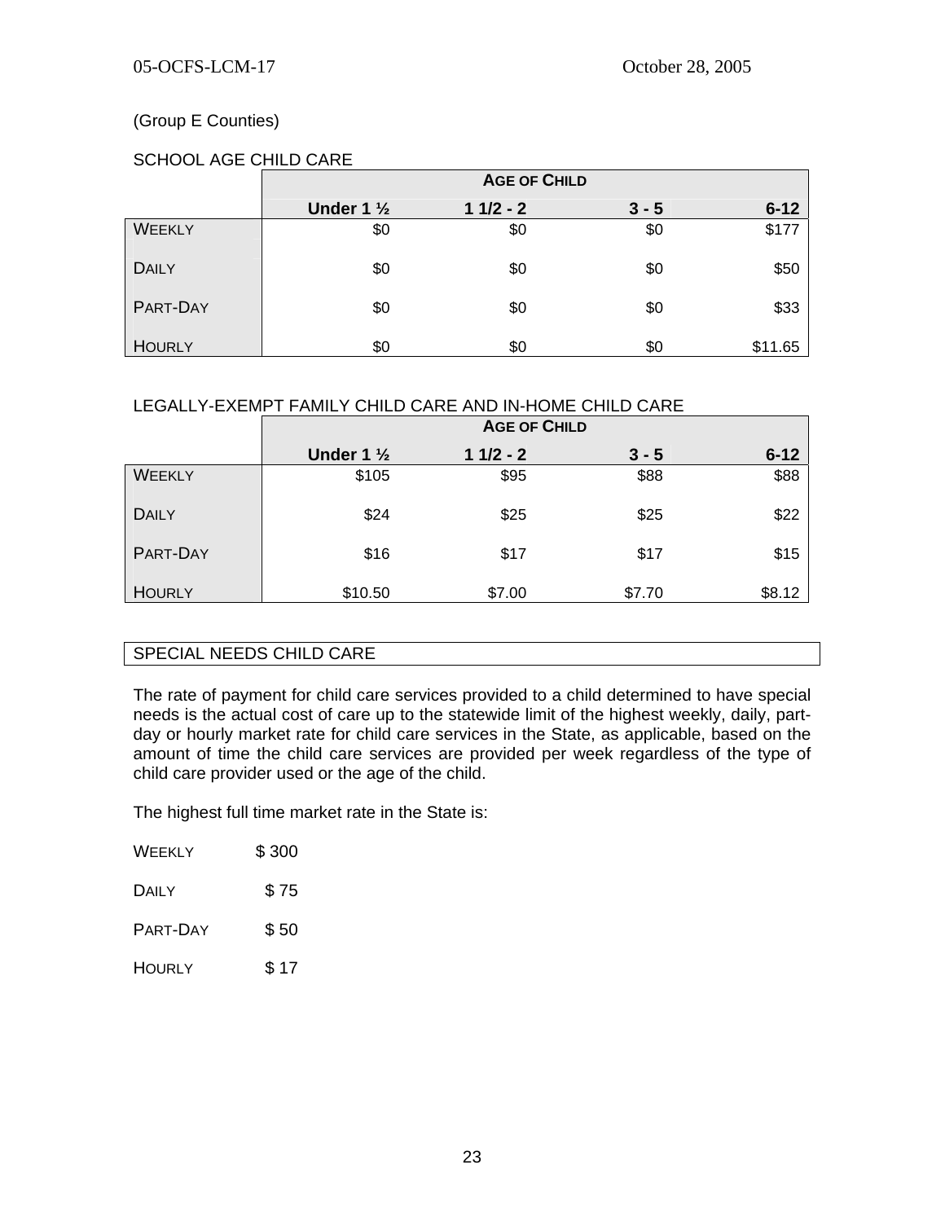(Group E Counties)

SCHOOL AGE CHILD CARE

| | AGE OF CHILD | | | |
|---|---|---|---|---|
| | **Under 1 ½** | **1 1/2 - 2** | **3 - 5** | **6-12** |
| WEEKLY | $0 | $0 | $0 | $177 |
| DAILY | $0 | $0 | $0 | $50 |
| PART-DAY | $0 | $0 | $0 | $33 |
| HOURLY | $0 | $0 | $0 | $11.65 |

LEGALLY-EXEMPT FAMILY CHILD CARE AND IN-HOME CHILD CARE

| | AGE OF CHILD | | | |
|---|---|---|---|---|
| | **Under 1 ½** | **1 1/2 - 2** | **3 - 5** | **6-12** |
| WEEKLY | $105 | $95 | $88 | $88 |
| DAILY | $24 | $25 | $25 | $22 |
| PART-DAY | $16 | $17 | $17 | $15 |
| HOURLY | $10.50 | $7.00 | $7.70 | $8.12 |

SPECIAL NEEDS CHILD CARE

The rate of payment for child care services provided to a child determined to have special needs is the actual cost of care up to the statewide limit of the highest weekly, daily, part-day or hourly market rate for child care services in the State, as applicable, based on the amount of time the child care services are provided per week regardless of the type of child care provider used or the age of the child.

The highest full time market rate in the State is:

WEEKLY $ 300

DAILY $ 75

PART-DAY $ 50

HOURLY $ 17